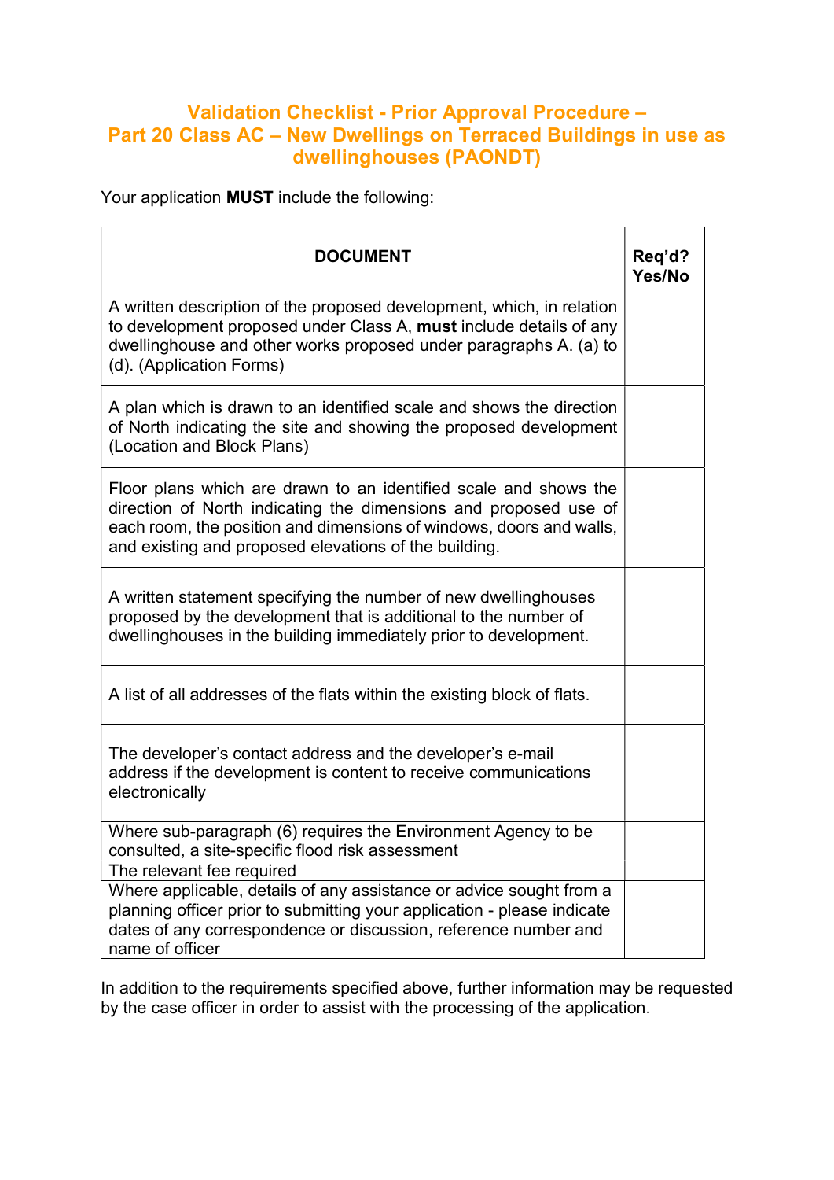# Validation Checklist - Prior Approval Procedure – Part 20 Class AC – New Dwellings on Terraced Buildings in use as dwellinghouses (PAONDT)

Your application **MUST** include the following:

| DOCUMENT | Req'd? Yes/No |
|---|---|
| A written description of the proposed development, which, in relation to development proposed under Class A, **must** include details of any dwellinghouse and other works proposed under paragraphs A. (a) to (d). (Application Forms) | |
| A plan which is drawn to an identified scale and shows the direction of North indicating the site and showing the proposed development (Location and Block Plans) | |
| Floor plans which are drawn to an identified scale and shows the direction of North indicating the dimensions and proposed use of each room, the position and dimensions of windows, doors and walls, and existing and proposed elevations of the building. | |
| A written statement specifying the number of new dwellinghouses proposed by the development that is additional to the number of dwellinghouses in the building immediately prior to development. | |
| A list of all addresses of the flats within the existing block of flats. | |
| The developer's contact address and the developer's e-mail address if the development is content to receive communications electronically | |
| Where sub-paragraph (6) requires the Environment Agency to be consulted, a site-specific flood risk assessment | |
| The relevant fee required | |
| Where applicable, details of any assistance or advice sought from a planning officer prior to submitting your application - please indicate dates of any correspondence or discussion, reference number and name of officer | |

In addition to the requirements specified above, further information may be requested by the case officer in order to assist with the processing of the application.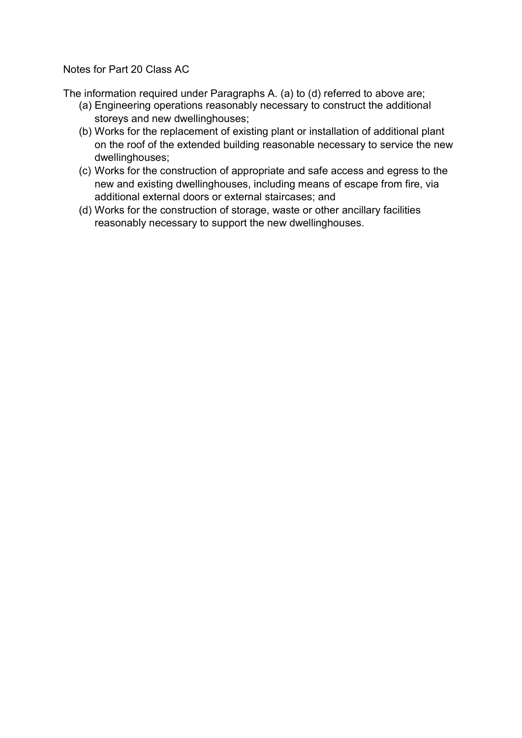Notes for Part 20 Class AC

The information required under Paragraphs A. (a) to (d) referred to above are;

(a) Engineering operations reasonably necessary to construct the additional storeys and new dwellinghouses;
(b) Works for the replacement of existing plant or installation of additional plant on the roof of the extended building reasonable necessary to service the new dwellinghouses;
(c) Works for the construction of appropriate and safe access and egress to the new and existing dwellinghouses, including means of escape from fire, via additional external doors or external staircases; and
(d) Works for the construction of storage, waste or other ancillary facilities reasonably necessary to support the new dwellinghouses.